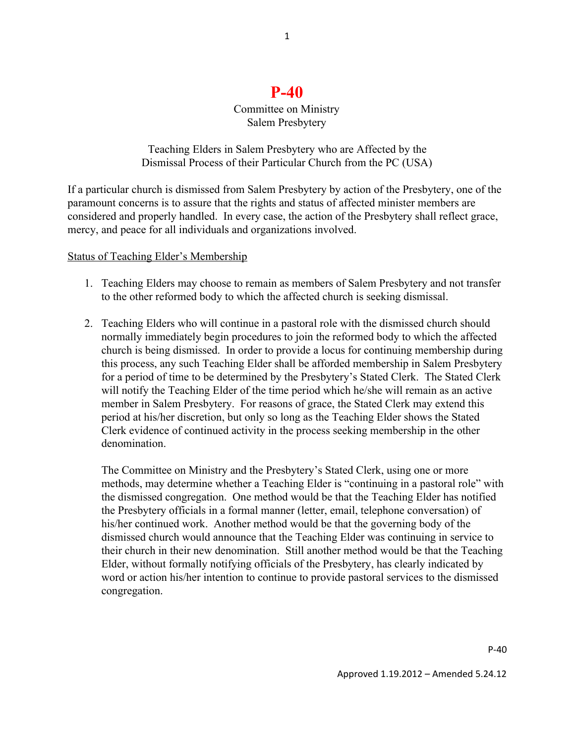# P-40

Committee on Ministry
Salem Presbytery

Teaching Elders in Salem Presbytery who are Affected by the Dismissal Process of their Particular Church from the PC (USA)

If a particular church is dismissed from Salem Presbytery by action of the Presbytery, one of the paramount concerns is to assure that the rights and status of affected minister members are considered and properly handled. In every case, the action of the Presbytery shall reflect grace, mercy, and peace for all individuals and organizations involved.

Status of Teaching Elder's Membership

1. Teaching Elders may choose to remain as members of Salem Presbytery and not transfer to the other reformed body to which the affected church is seeking dismissal.

2. Teaching Elders who will continue in a pastoral role with the dismissed church should normally immediately begin procedures to join the reformed body to which the affected church is being dismissed. In order to provide a locus for continuing membership during this process, any such Teaching Elder shall be afforded membership in Salem Presbytery for a period of time to be determined by the Presbytery's Stated Clerk. The Stated Clerk will notify the Teaching Elder of the time period which he/she will remain as an active member in Salem Presbytery. For reasons of grace, the Stated Clerk may extend this period at his/her discretion, but only so long as the Teaching Elder shows the Stated Clerk evidence of continued activity in the process seeking membership in the other denomination.

   The Committee on Ministry and the Presbytery's Stated Clerk, using one or more methods, may determine whether a Teaching Elder is "continuing in a pastoral role" with the dismissed congregation. One method would be that the Teaching Elder has notified the Presbytery officials in a formal manner (letter, email, telephone conversation) of his/her continued work. Another method would be that the governing body of the dismissed church would announce that the Teaching Elder was continuing in service to their church in their new denomination. Still another method would be that the Teaching Elder, without formally notifying officials of the Presbytery, has clearly indicated by word or action his/her intention to continue to provide pastoral services to the dismissed congregation.

Approved 1.19.2012 – Amended 5.24.12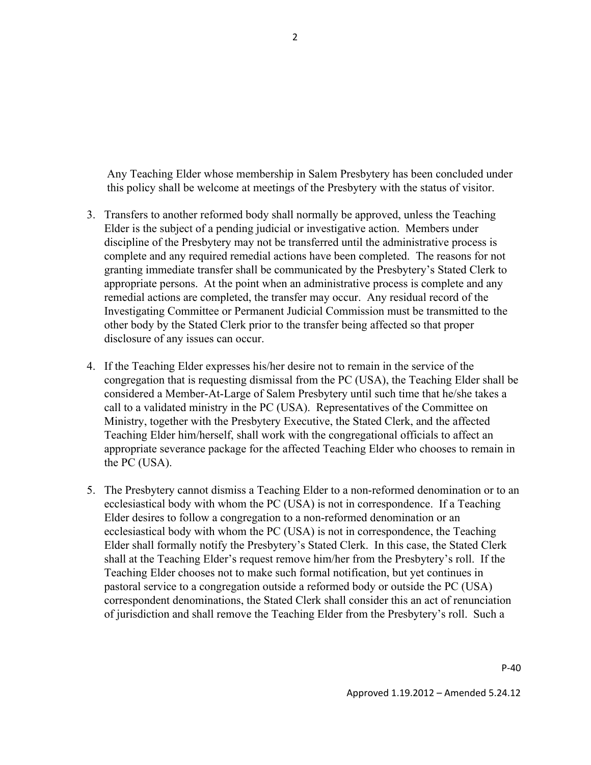Any Teaching Elder whose membership in Salem Presbytery has been concluded under this policy shall be welcome at meetings of the Presbytery with the status of visitor.

3. Transfers to another reformed body shall normally be approved, unless the Teaching Elder is the subject of a pending judicial or investigative action. Members under discipline of the Presbytery may not be transferred until the administrative process is complete and any required remedial actions have been completed. The reasons for not granting immediate transfer shall be communicated by the Presbytery's Stated Clerk to appropriate persons. At the point when an administrative process is complete and any remedial actions are completed, the transfer may occur. Any residual record of the Investigating Committee or Permanent Judicial Commission must be transmitted to the other body by the Stated Clerk prior to the transfer being affected so that proper disclosure of any issues can occur.

4. If the Teaching Elder expresses his/her desire not to remain in the service of the congregation that is requesting dismissal from the PC (USA), the Teaching Elder shall be considered a Member-At-Large of Salem Presbytery until such time that he/she takes a call to a validated ministry in the PC (USA). Representatives of the Committee on Ministry, together with the Presbytery Executive, the Stated Clerk, and the affected Teaching Elder him/herself, shall work with the congregational officials to affect an appropriate severance package for the affected Teaching Elder who chooses to remain in the PC (USA).

5. The Presbytery cannot dismiss a Teaching Elder to a non-reformed denomination or to an ecclesiastical body with whom the PC (USA) is not in correspondence. If a Teaching Elder desires to follow a congregation to a non-reformed denomination or an ecclesiastical body with whom the PC (USA) is not in correspondence, the Teaching Elder shall formally notify the Presbytery's Stated Clerk. In this case, the Stated Clerk shall at the Teaching Elder's request remove him/her from the Presbytery's roll. If the Teaching Elder chooses not to make such formal notification, but yet continues in pastoral service to a congregation outside a reformed body or outside the PC (USA) correspondent denominations, the Stated Clerk shall consider this an act of renunciation of jurisdiction and shall remove the Teaching Elder from the Presbytery's roll. Such a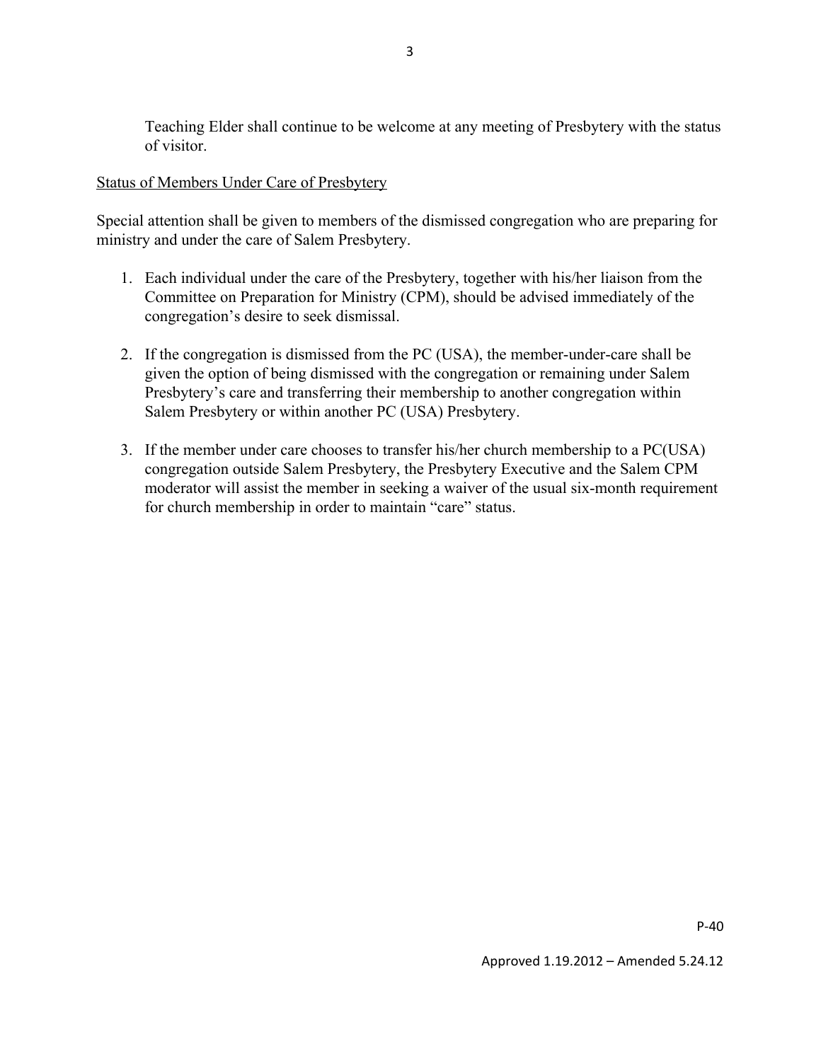Teaching Elder shall continue to be welcome at any meeting of Presbytery with the status of visitor.

Status of Members Under Care of Presbytery

Special attention shall be given to members of the dismissed congregation who are preparing for ministry and under the care of Salem Presbytery.

1. Each individual under the care of the Presbytery, together with his/her liaison from the Committee on Preparation for Ministry (CPM), should be advised immediately of the congregation's desire to seek dismissal.

2. If the congregation is dismissed from the PC (USA), the member-under-care shall be given the option of being dismissed with the congregation or remaining under Salem Presbytery's care and transferring their membership to another congregation within Salem Presbytery or within another PC (USA) Presbytery.

3. If the member under care chooses to transfer his/her church membership to a PC(USA) congregation outside Salem Presbytery, the Presbytery Executive and the Salem CPM moderator will assist the member in seeking a waiver of the usual six-month requirement for church membership in order to maintain "care" status.

P-40

Approved 1.19.2012 – Amended 5.24.12